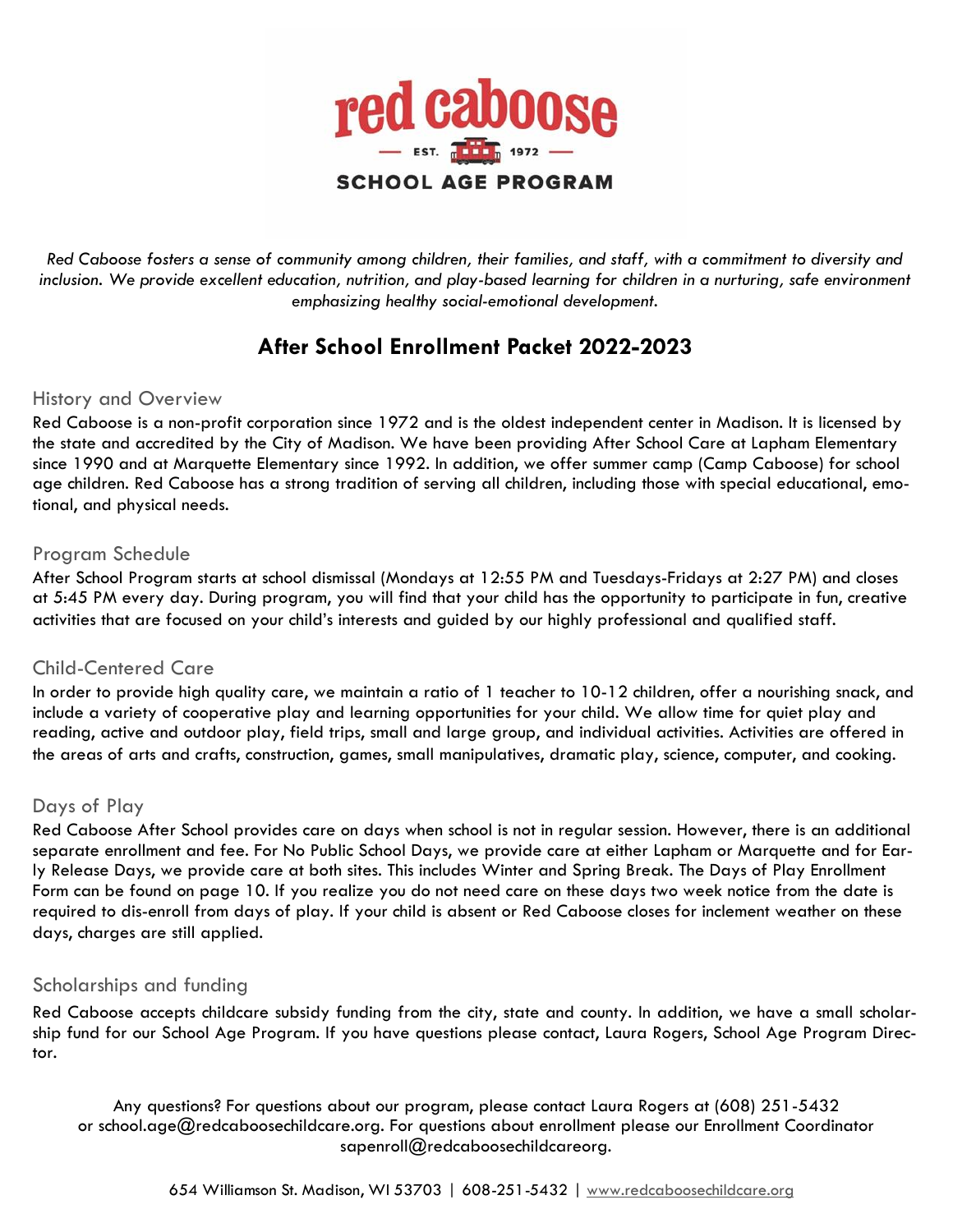# red caboose

EST. 1972

SCHOOL AGE PROGRAM

*Red Caboose fosters a sense of community among children, their families, and staff, with a commitment to diversity and inclusion. We provide excellent education, nutrition, and play-based learning for children in a nurturing, safe environment emphasizing healthy social-emotional development.*

## After School Enrollment Packet 2022-2023

### History and Overview

Red Caboose is a non-profit corporation since 1972 and is the oldest independent center in Madison. It is licensed by the state and accredited by the City of Madison. We have been providing After School Care at Lapham Elementary since 1990 and at Marquette Elementary since 1992. In addition, we offer summer camp (Camp Caboose) for school age children. Red Caboose has a strong tradition of serving all children, including those with special educational, emotional, and physical needs.

### Program Schedule

After School Program starts at school dismissal (Mondays at 12:55 PM and Tuesdays-Fridays at 2:27 PM) and closes at 5:45 PM every day. During program, you will find that your child has the opportunity to participate in fun, creative activities that are focused on your child's interests and guided by our highly professional and qualified staff.

### Child-Centered Care

In order to provide high quality care, we maintain a ratio of 1 teacher to 10-12 children, offer a nourishing snack, and include a variety of cooperative play and learning opportunities for your child. We allow time for quiet play and reading, active and outdoor play, field trips, small and large group, and individual activities. Activities are offered in the areas of arts and crafts, construction, games, small manipulatives, dramatic play, science, computer, and cooking.

### Days of Play

Red Caboose After School provides care on days when school is not in regular session. However, there is an additional separate enrollment and fee. For No Public School Days, we provide care at either Lapham or Marquette and for Early Release Days, we provide care at both sites. This includes Winter and Spring Break. The Days of Play Enrollment Form can be found on page 10. If you realize you do not need care on these days two week notice from the date is required to dis-enroll from days of play. If your child is absent or Red Caboose closes for inclement weather on these days, charges are still applied.

### Scholarships and funding

Red Caboose accepts childcare subsidy funding from the city, state and county. In addition, we have a small scholarship fund for our School Age Program. If you have questions please contact, Laura Rogers, School Age Program Director.

Any questions? For questions about our program, please contact Laura Rogers at (608) 251-5432 or school.age@redcaboosechildcare.org. For questions about enrollment please our Enrollment Coordinator sapenroll@redcaboosechildcareorg.

654 Williamson St. Madison, WI 53703 | 608-251-5432 | www.redcaboosechildcare.org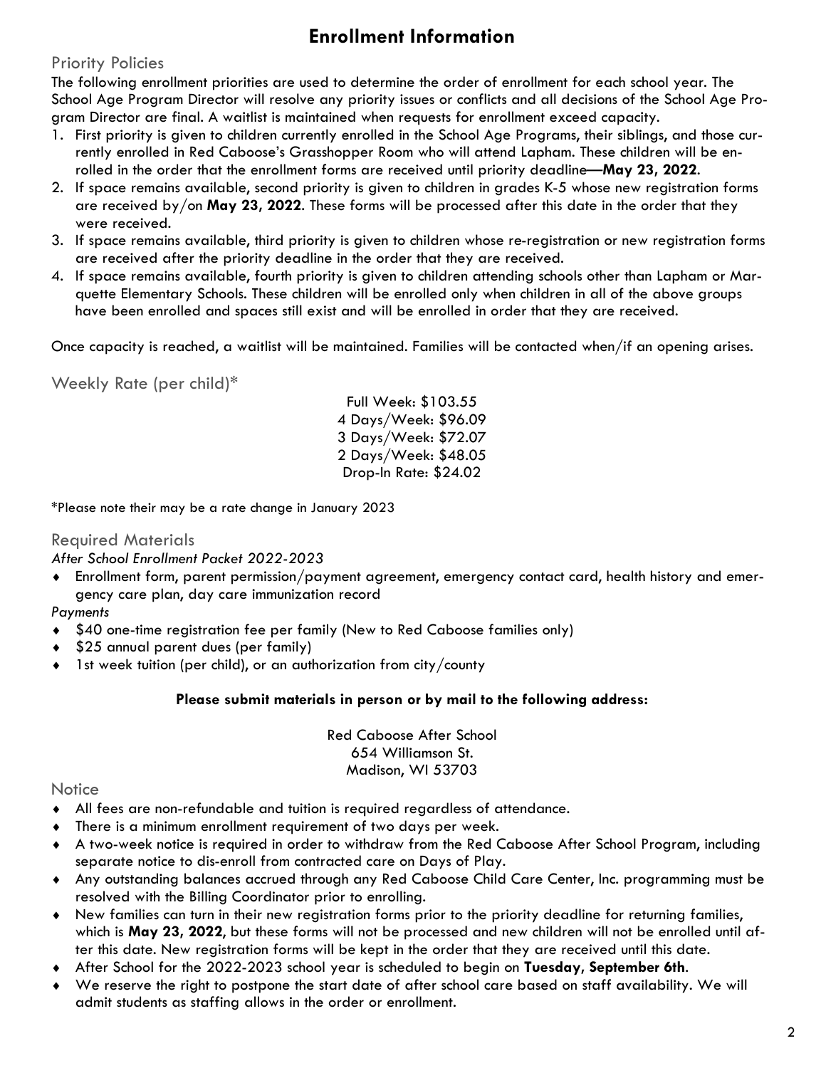# Enrollment Information

## Priority Policies

The following enrollment priorities are used to determine the order of enrollment for each school year. The School Age Program Director will resolve any priority issues or conflicts and all decisions of the School Age Program Director are final. A waitlist is maintained when requests for enrollment exceed capacity.

1. First priority is given to children currently enrolled in the School Age Programs, their siblings, and those currently enrolled in Red Caboose's Grasshopper Room who will attend Lapham. These children will be enrolled in the order that the enrollment forms are received until priority deadline—**May 23, 2022**.
2. If space remains available, second priority is given to children in grades K-5 whose new registration forms are received by/on **May 23, 2022**. These forms will be processed after this date in the order that they were received.
3. If space remains available, third priority is given to children whose re-registration or new registration forms are received after the priority deadline in the order that they are received.
4. If space remains available, fourth priority is given to children attending schools other than Lapham or Marquette Elementary Schools. These children will be enrolled only when children in all of the above groups have been enrolled and spaces still exist and will be enrolled in order that they are received.

Once capacity is reached, a waitlist will be maintained. Families will be contacted when/if an opening arises.

## Weekly Rate (per child)*

Full Week: $103.55
4 Days/Week: $96.09
3 Days/Week: $72.07
2 Days/Week: $48.05
Drop-In Rate: $24.02

*Please note their may be a rate change in January 2023

## Required Materials

*After School Enrollment Packet 2022-2023*

- Enrollment form, parent permission/payment agreement, emergency contact card, health history and emergency care plan, day care immunization record

*Payments*

- $40 one-time registration fee per family (New to Red Caboose families only)
- $25 annual parent dues (per family)
- 1st week tuition (per child), or an authorization from city/county

**Please submit materials in person or by mail to the following address:**

Red Caboose After School
654 Williamson St.
Madison, WI 53703

## Notice

- All fees are non-refundable and tuition is required regardless of attendance.
- There is a minimum enrollment requirement of two days per week.
- A two-week notice is required in order to withdraw from the Red Caboose After School Program, including separate notice to dis-enroll from contracted care on Days of Play.
- Any outstanding balances accrued through any Red Caboose Child Care Center, Inc. programming must be resolved with the Billing Coordinator prior to enrolling.
- New families can turn in their new registration forms prior to the priority deadline for returning families, which is **May 23, 2022**, but these forms will not be processed and new children will not be enrolled until after this date. New registration forms will be kept in the order that they are received until this date.
- After School for the 2022-2023 school year is scheduled to begin on **Tuesday, September 6th**.
- We reserve the right to postpone the start date of after school care based on staff availability. We will admit students as staffing allows in the order or enrollment.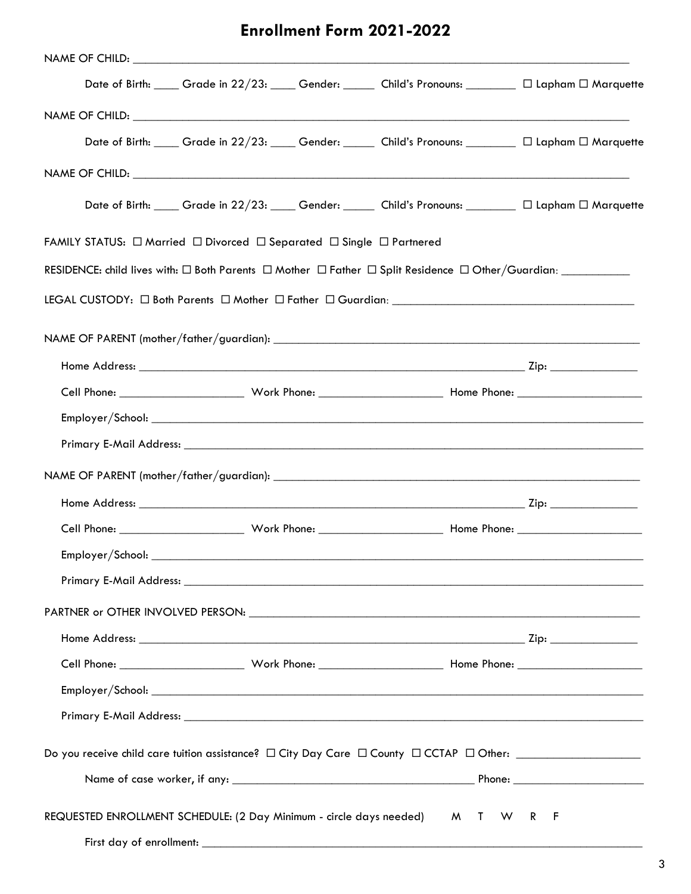# Enrollment Form 2021-2022

NAME OF CHILD: ___________________________________________________________________________

Date of Birth: ____ Grade in 22/23: ____ Gender: _____ Child's Pronouns: ________ ☐ Lapham ☐ Marquette

NAME OF CHILD: ___________________________________________________________________________

Date of Birth: ____ Grade in 22/23: ____ Gender: _____ Child's Pronouns: ________ ☐ Lapham ☐ Marquette

NAME OF CHILD: ___________________________________________________________________________

Date of Birth: ____ Grade in 22/23: ____ Gender: _____ Child's Pronouns: ________ ☐ Lapham ☐ Marquette

FAMILY STATUS: ☐ Married ☐ Divorced ☐ Separated ☐ Single ☐ Partnered

RESIDENCE: child lives with: ☐ Both Parents ☐ Mother ☐ Father ☐ Split Residence ☐ Other/Guardian: ___________

LEGAL CUSTODY: ☐ Both Parents ☐ Mother ☐ Father ☐ Guardian: ______________________________________

NAME OF PARENT (mother/father/guardian): _____________________________________________________

Home Address: __________________________________________________________ Zip: ______________

Cell Phone: ____________________ Work Phone: ____________________ Home Phone: ____________________

Employer/School: ___________________________________________________________________________

Primary E-Mail Address: _____________________________________________________________________

NAME OF PARENT (mother/father/guardian): _____________________________________________________

Home Address: __________________________________________________________ Zip: ______________

Cell Phone: ____________________ Work Phone: ____________________ Home Phone: ____________________

Employer/School: ___________________________________________________________________________

Primary E-Mail Address: _____________________________________________________________________

PARTNER or OTHER INVOLVED PERSON: _________________________________________________________

Home Address: __________________________________________________________ Zip: ______________

Cell Phone: ____________________ Work Phone: ____________________ Home Phone: ____________________

Employer/School: ___________________________________________________________________________

Primary E-Mail Address: _____________________________________________________________________

Do you receive child care tuition assistance? ☐ City Day Care ☐ County ☐ CCTAP ☐ Other: ____________________

Name of case worker, if any: ______________________________________ Phone: _____________________

REQUESTED ENROLLMENT SCHEDULE: (2 Day Minimum - circle days needed) M T W R F

First day of enrollment: ______________________________________________________________________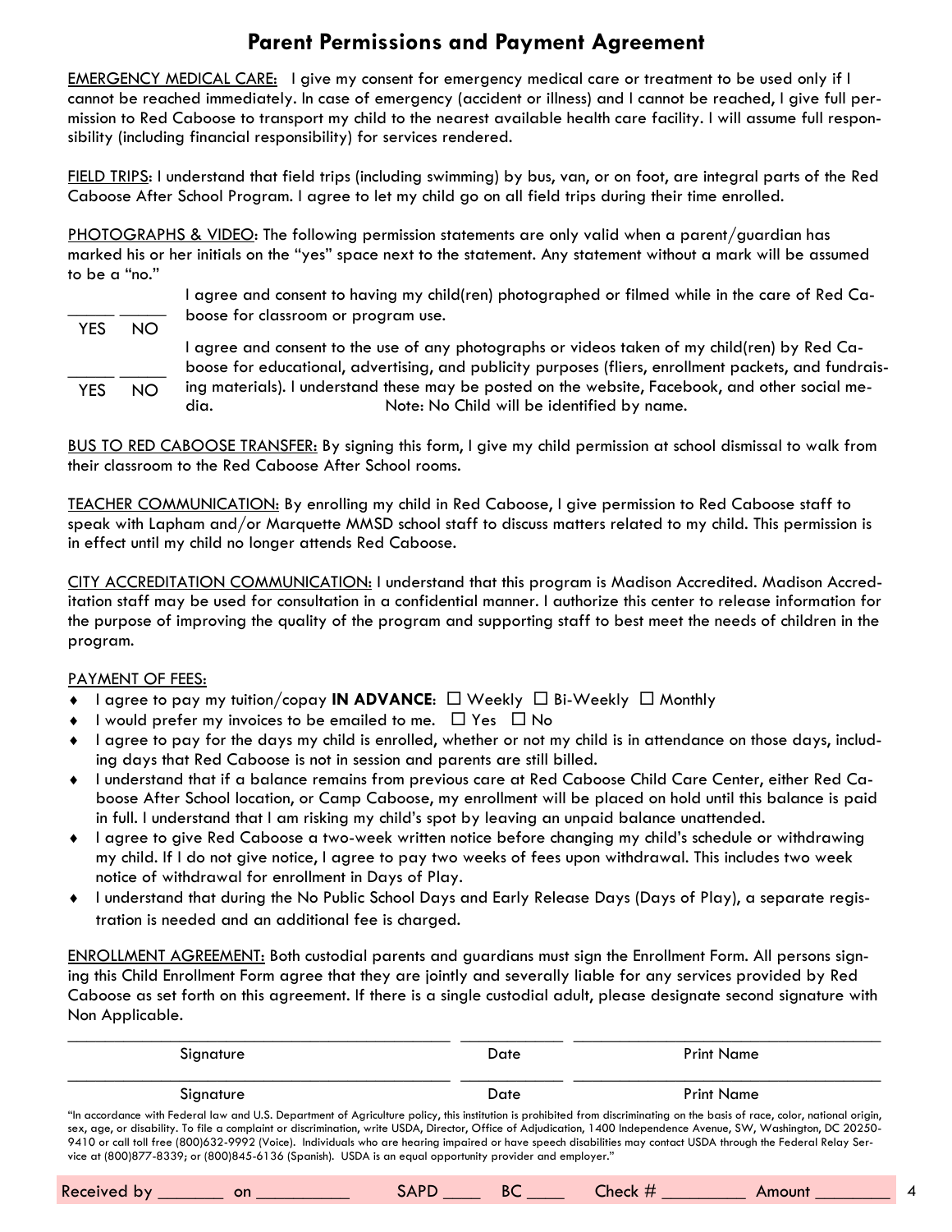# Parent Permissions and Payment Agreement

EMERGENCY MEDICAL CARE: I give my consent for emergency medical care or treatment to be used only if I cannot be reached immediately. In case of emergency (accident or illness) and I cannot be reached, I give full permission to Red Caboose to transport my child to the nearest available health care facility. I will assume full responsibility (including financial responsibility) for services rendered.

FIELD TRIPS: I understand that field trips (including swimming) by bus, van, or on foot, are integral parts of the Red Caboose After School Program. I agree to let my child go on all field trips during their time enrolled.

PHOTOGRAPHS & VIDEO: The following permission statements are only valid when a parent/guardian has marked his or her initials on the "yes" space next to the statement. Any statement without a mark will be assumed to be a "no."

_____ _____ YES NO — I agree and consent to having my child(ren) photographed or filmed while in the care of Red Caboose for classroom or program use.

_____ _____ YES NO — I agree and consent to the use of any photographs or videos taken of my child(ren) by Red Caboose for educational, advertising, and publicity purposes (fliers, enrollment packets, and fundraising materials). I understand these may be posted on the website, Facebook, and other social media. Note: No Child will be identified by name.

BUS TO RED CABOOSE TRANSFER: By signing this form, I give my child permission at school dismissal to walk from their classroom to the Red Caboose After School rooms.

TEACHER COMMUNICATION: By enrolling my child in Red Caboose, I give permission to Red Caboose staff to speak with Lapham and/or Marquette MMSD school staff to discuss matters related to my child. This permission is in effect until my child no longer attends Red Caboose.

CITY ACCREDITATION COMMUNICATION: I understand that this program is Madison Accredited. Madison Accreditation staff may be used for consultation in a confidential manner. I authorize this center to release information for the purpose of improving the quality of the program and supporting staff to best meet the needs of children in the program.

PAYMENT OF FEES:

- I agree to pay my tuition/copay **IN ADVANCE**: ☐ Weekly ☐ Bi-Weekly ☐ Monthly
- I would prefer my invoices to be emailed to me. ☐ Yes ☐ No
- I agree to pay for the days my child is enrolled, whether or not my child is in attendance on those days, including days that Red Caboose is not in session and parents are still billed.
- I understand that if a balance remains from previous care at Red Caboose Child Care Center, either Red Caboose After School location, or Camp Caboose, my enrollment will be placed on hold until this balance is paid in full. I understand that I am risking my child's spot by leaving an unpaid balance unattended.
- I agree to give Red Caboose a two-week written notice before changing my child's schedule or withdrawing my child. If I do not give notice, I agree to pay two weeks of fees upon withdrawal. This includes two week notice of withdrawal for enrollment in Days of Play.
- I understand that during the No Public School Days and Early Release Days (Days of Play), a separate registration is needed and an additional fee is charged.

ENROLLMENT AGREEMENT: Both custodial parents and guardians must sign the Enrollment Form. All persons signing this Child Enrollment Form agree that they are jointly and severally liable for any services provided by Red Caboose as set forth on this agreement. If there is a single custodial adult, please designate second signature with Non Applicable.

| Signature | Date | Print Name |
|---|---|---|
| | | |

| Signature | Date | Print Name |
|---|---|---|
| | | |

"In accordance with Federal law and U.S. Department of Agriculture policy, this institution is prohibited from discriminating on the basis of race, color, national origin, sex, age, or disability. To file a complaint or discrimination, write USDA, Director, Office of Adjudication, 1400 Independence Avenue, SW, Washington, DC 20250-9410 or call toll free (800)632-9992 (Voice). Individuals who are hearing impaired or have speech disabilities may contact USDA through the Federal Relay Service at (800)877-8339; or (800)845-6136 (Spanish). USDA is an equal opportunity provider and employer."

Received by _______ on __________ SAPD ____ BC ____ Check # _________ Amount ________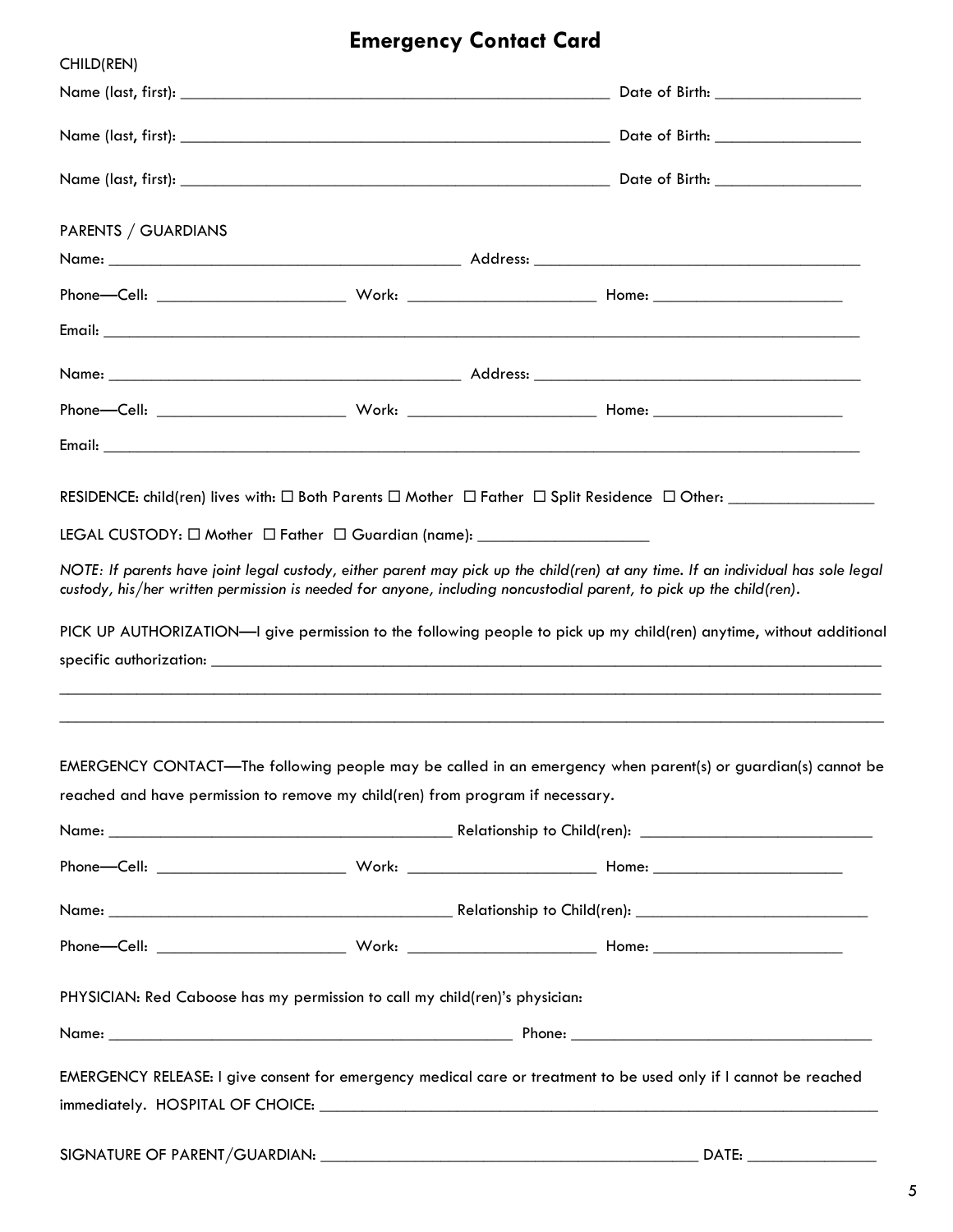# Emergency Contact Card

CHILD(REN)

Name (last, first): ______________________________________________ Date of Birth: ________________

Name (last, first): ______________________________________________ Date of Birth: ________________

Name (last, first): ______________________________________________ Date of Birth: ________________

PARENTS / GUARDIANS

Name: ______________________________________ Address: ____________________________________

Phone—Cell: ____________________ Work: ____________________ Home: ____________________

Email: ________________________________________________________________________________

Name: ______________________________________ Address: ____________________________________

Phone—Cell: ____________________ Work: ____________________ Home: ____________________

Email: ________________________________________________________________________________

RESIDENCE: child(ren) lives with: ☐ Both Parents ☐ Mother ☐ Father ☐ Split Residence ☐ Other: ________________

LEGAL CUSTODY: ☐ Mother ☐ Father ☐ Guardian (name): __________________

*NOTE: If parents have joint legal custody, either parent may pick up the child(ren) at any time. If an individual has sole legal custody, his/her written permission is needed for anyone, including noncustodial parent, to pick up the child(ren).*

PICK UP AUTHORIZATION—I give permission to the following people to pick up my child(ren) anytime, without additional specific authorization: ____________________________________________________________________________

________________________________________________________________________________________

________________________________________________________________________________________

EMERGENCY CONTACT—The following people may be called in an emergency when parent(s) or guardian(s) cannot be reached and have permission to remove my child(ren) from program if necessary.

Name: ____________________________________ Relationship to Child(ren): _________________________

Phone—Cell: ____________________ Work: ____________________ Home: ____________________

Name: ____________________________________ Relationship to Child(ren): _________________________

Phone—Cell: ____________________ Work: ____________________ Home: ____________________

PHYSICIAN: Red Caboose has my permission to call my child(ren)'s physician:

Name: ___________________________________________ Phone: ________________________________

EMERGENCY RELEASE: I give consent for emergency medical care or treatment to be used only if I cannot be reached immediately. HOSPITAL OF CHOICE: ____________________________________________________________

SIGNATURE OF PARENT/GUARDIAN: ________________________________________ DATE: ______________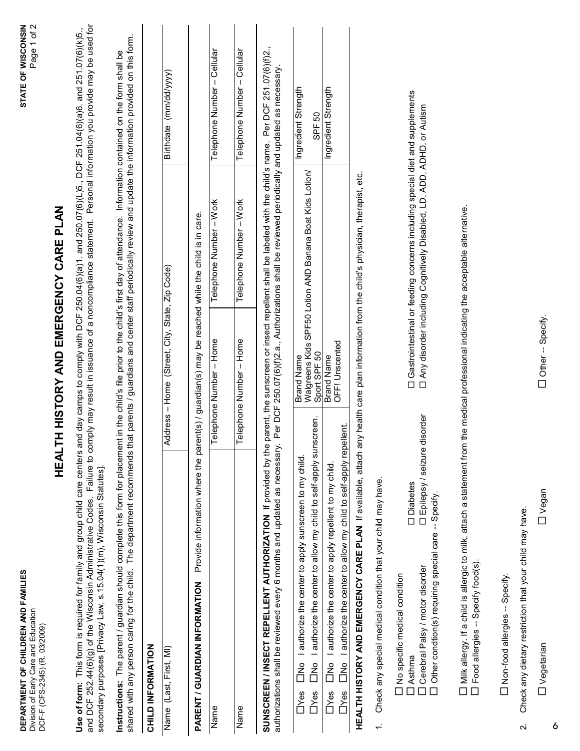DEPARTMENT OF CHILDREN AND FAMILIES
Division of Early Care and Education
DCF-F (CFS-2345) (R. 03/2009)

STATE OF WISCONSIN

# HEALTH HISTORY AND EMERGENCY CARE PLAN

**Use of form:** This form is required for family and group child care centers and day camps to comply with DCF 250.04(6)(a)1. and 250.07(6)(L)5., DCF 251.04(6)(a)6. and 251.07(6)(k)5., and DCF 252.44(6)(g) of the Wisconsin Administrative Codes. Failure to comply may result in issuance of a noncompliance statement. Personal information you provide may be used for secondary purposes [Privacy Law, s.15.04(1)(m), Wisconsin Statutes].

**Instructions:** The parent / guardian should complete this form for placement in the child's file prior to the child's first day of attendance. Information contained on the form shall be shared with any person caring for the child. The department recommends that parents / guardians and center staff periodically review and update the information provided on this form.

## CHILD INFORMATION

| Name (Last, First, MI) | Address – Home (Street, City, State, Zip Code) | Birthdate (mm/dd/yyyy) |
|---|---|---|
| | | |

## PARENT / GUARDIAN INFORMATION

Provide information where the parent(s) / guardian(s) may be reached while the child is in care.

| Name | Telephone Number – Home | Telephone Number – Work | Telephone Number – Cellular |
|---|---|---|---|
| Name | Telephone Number – Home | Telephone Number – Work | Telephone Number – Cellular |

## SUNSCREEN / INSECT REPELLENT AUTHORIZATION

If provided by the parent, the sunscreen or insect repellent shall be labeled with the child's name. Per DCF 251.07(6)(f)2., authorizations shall be reviewed every 6 months and updated as necessary. Per DCF 250.07(6)(f)2.a., Authorizations shall be reviewed periodically and updated as necessary.

| Authorization | Brand Name | Ingredient Strength |
|---|---|---|
| ☐Yes ☐No I authorize the center to apply sunscreen to my child.<br>☐Yes ☐No I authorize the center to allow my child to self-apply sunscreen. | Walgreens Kids SPF50 Lotion AND Banana Boat Kids Lotion/ Sport SPF 50 | SPF 50 |
| ☐Yes ☐No I authorize the center to apply repellent to my child.<br>☐Yes ☐No I authorize the center to allow my child to self-apply repellent. | OFF! Unscented | |

## HEALTH HISTORY AND EMERGENCY CARE PLAN

If available, attach any health care plan information from the child's physician, therapist, etc.

1. Check any special medical condition that your child may have.

   - ☐ No specific medical condition
   - ☐ Asthma
   - ☐ Diabetes
   - ☐ Gastrointestinal or feeding concerns including special diet and supplements
   - ☐ Cerebral Palsy / motor disorder
   - ☐ Epilepsy / seizure disorder
   - ☐ Any disorder including Cognitively Disabled, LD, ADD, ADHD, or Autism
   - ☐ Other condition(s) requiring special care -- Specify.

   ☐ Milk allergy. If a child is allergic to milk, attach a statement from the medical professional indicating the acceptable alternative.

   ☐ Food allergies -- Specify food(s).

   ☐ Non-food allergies -- Specify.

2. Check any dietary restriction that your child may have.

   ☐ Vegetarian ☐ Vegan ☐ Other -- Specify.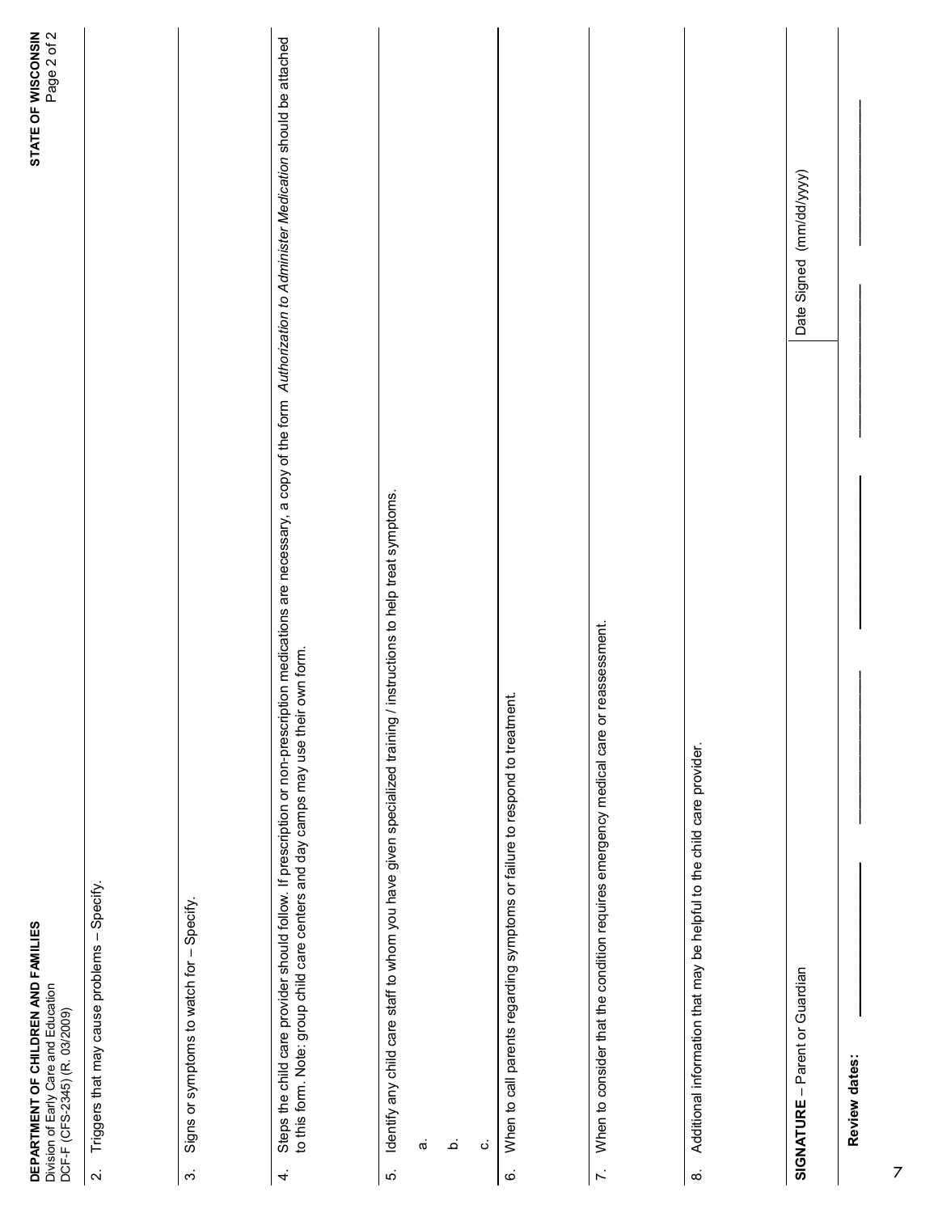**DEPARTMENT OF CHILDREN AND FAMILIES**
Division of Early Care and Education
DCF-F (CFS-2345) (R. 03/2009)

**STATE OF WISCONSIN**

2. Triggers that may cause problems – Specify.

3. Signs or symptoms to watch for – Specify.

4. Steps the child care provider should follow. If prescription or non-prescription medications are necessary, a copy of the form *Authorization to Administer Medication* should be attached to this form. Note: group child care centers and day camps may use their own form.

5. Identify any child care staff to whom you have given specialized training / instructions to help treat symptoms.

   a.

   b.

   c.

6. When to call parents regarding symptoms or failure to respond to treatment.

7. When to consider that the condition requires emergency medical care or reassessment.

8. Additional information that may be helpful to the child care provider.

| **SIGNATURE** – Parent or Guardian | Date Signed (mm/dd/yyyy) |
| --- | --- |
| | |

**Review dates:** ____________ ____________ ____________ ____________ ____________ ____________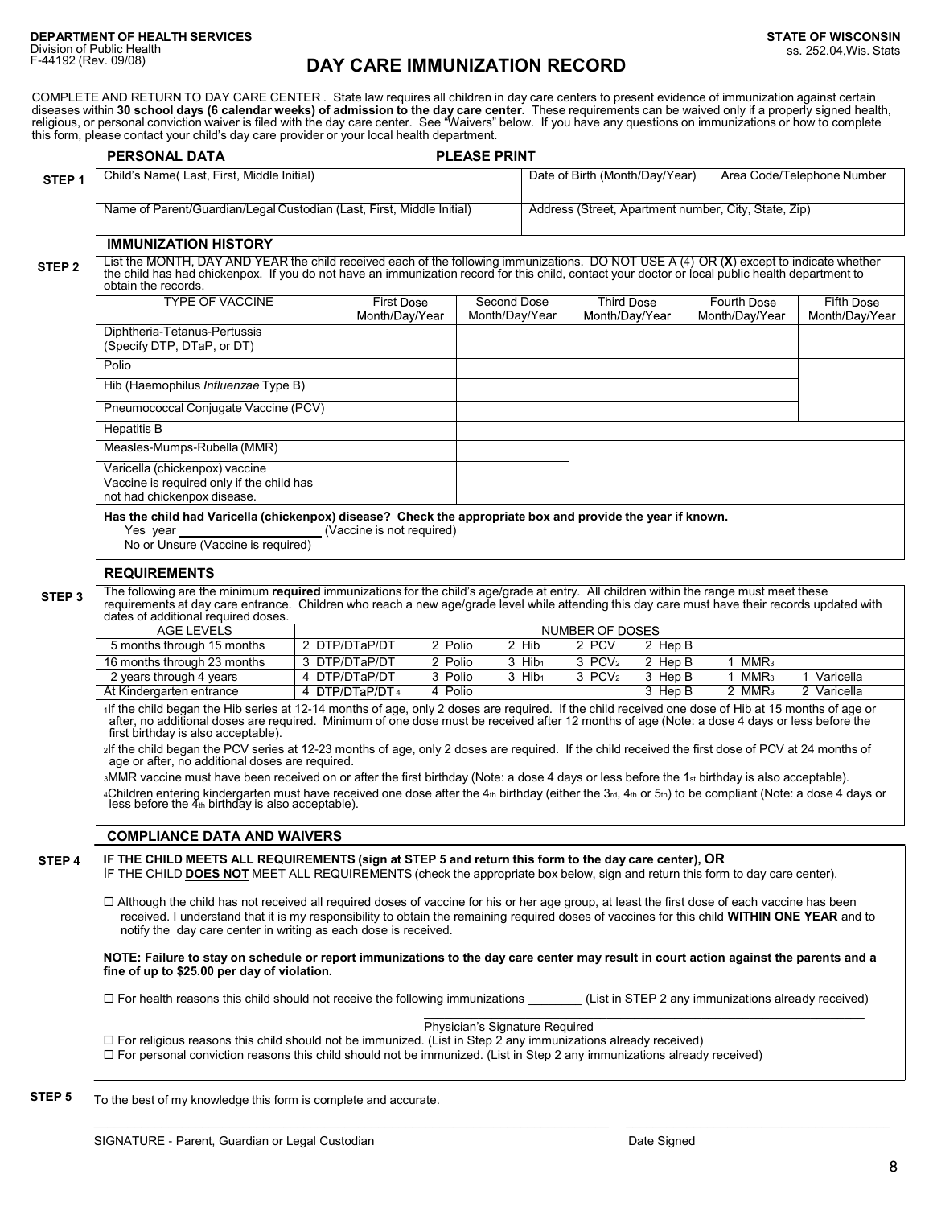DEPARTMENT OF HEALTH SERVICES
Division of Public Health
F-44192 (Rev. 09/08)

STATE OF WISCONSIN
ss. 252.04,Wis. Stats

# DAY CARE IMMUNIZATION RECORD

COMPLETE AND RETURN TO DAY CARE CENTER . State law requires all children in day care centers to present evidence of immunization against certain diseases within **30 school days (6 calendar weeks) of admission to the day care center.** These requirements can be waived only if a properly signed health, religious, or personal conviction waiver is filed with the day care center. See "Waivers" below. If you have any questions on immunizations or how to complete this form, please contact your child's day care provider or your local health department.

## STEP 1 — PERSONAL DATA — PLEASE PRINT

| Child's Name( Last, First, Middle Initial) | Date of Birth (Month/Day/Year) | Area Code/Telephone Number |
|---|---|---|
| | | |

| Name of Parent/Guardian/Legal Custodian (Last, First, Middle Initial) | Address (Street, Apartment number, City, State, Zip) |
|---|---|
| | |

## STEP 2 — IMMUNIZATION HISTORY

List the MONTH, DAY AND YEAR the child received each of the following immunizations. DO NOT USE A (4) OR (**X**) except to indicate whether the child has had chickenpox. If you do not have an immunization record for this child, contact your doctor or local public health department to obtain the records.

| TYPE OF VACCINE | First Dose Month/Day/Year | Second Dose Month/Day/Year | Third Dose Month/Day/Year | Fourth Dose Month/Day/Year | Fifth Dose Month/Day/Year |
|---|---|---|---|---|---|
| Diphtheria-Tetanus-Pertussis (Specify DTP, DTaP, or DT) | | | | | |
| Polio | | | | | |
| Hib (Haemophilus *Influenzae* Type B) | | | | | |
| Pneumococcal Conjugate Vaccine (PCV) | | | | | |
| Hepatitis B | | | | | |
| Measles-Mumps-Rubella (MMR) | | | | | |
| Varicella (chickenpox) vaccine Vaccine is required only if the child has not had chickenpox disease. | | | | | |

**Has the child had Varicella (chickenpox) disease? Check the appropriate box and provide the year if known.**

Yes year ____________________ (Vaccine is not required)

No or Unsure (Vaccine is required)

## STEP 3 — REQUIREMENTS

The following are the minimum **required** immunizations for the child's age/grade at entry. All children within the range must meet these requirements at day care entrance. Children who reach a new age/grade level while attending this day care must have their records updated with dates of additional required doses.

| AGE LEVELS | NUMBER OF DOSES | | | | | | |
|---|---|---|---|---|---|---|---|
| 5 months through 15 months | 2 DTP/DTaP/DT | 2 Polio | 2 Hib | 2 PCV | 2 Hep B | | |
| 16 months through 23 months | 3 DTP/DTaP/DT | 2 Polio | 3 Hib[1] | 3 PCV[2] | 2 Hep B | 1 MMR[3] | |
| 2 years through 4 years | 4 DTP/DTaP/DT | 3 Polio | 3 Hib[1] | 3 PCV[2] | 3 Hep B | 1 MMR[3] | 1 Varicella |
| At Kindergarten entrance | 4 DTP/DTaP/DT[4] | 4 Polio | | | 3 Hep B | 2 MMR[3] | 2 Varicella |

[1] If the child began the Hib series at 12-14 months of age, only 2 doses are required. If the child received one dose of Hib at 15 months of age or after, no additional doses are required. Minimum of one dose must be received after 12 months of age (Note: a dose 4 days or less before the first birthday is also acceptable).

[2] If the child began the PCV series at 12-23 months of age, only 2 doses are required. If the child received the first dose of PCV at 24 months of age or after, no additional doses are required.

[3] MMR vaccine must have been received on or after the first birthday (Note: a dose 4 days or less before the 1st birthday is also acceptable).

[4] Children entering kindergarten must have received one dose after the 4th birthday (either the 3rd, 4th or 5th) to be compliant (Note: a dose 4 days or less before the 4th birthday is also acceptable).

## STEP 4 — COMPLIANCE DATA AND WAIVERS

**IF THE CHILD MEETS ALL REQUIREMENTS (sign at STEP 5 and return this form to the day care center), OR**
IF THE CHILD **DOES NOT** MEET ALL REQUIREMENTS (check the appropriate box below, sign and return this form to day care center).

☐ Although the child has not received all required doses of vaccine for his or her age group, at least the first dose of each vaccine has been received. I understand that it is my responsibility to obtain the remaining required doses of vaccines for this child **WITHIN ONE YEAR** and to notify the day care center in writing as each dose is received.

**NOTE: Failure to stay on schedule or report immunizations to the day care center may result in court action against the parents and a fine of up to $25.00 per day of violation.**

☐ For health reasons this child should not receive the following immunizations ________ (List in STEP 2 any immunizations already received)

______________________________
Physician's Signature Required

☐ For religious reasons this child should not be immunized. (List in Step 2 any immunizations already received)

☐ For personal conviction reasons this child should not be immunized. (List in Step 2 any immunizations already received)

## STEP 5

To the best of my knowledge this form is complete and accurate.

______________________________ ______________________________
SIGNATURE - Parent, Guardian or Legal Custodian Date Signed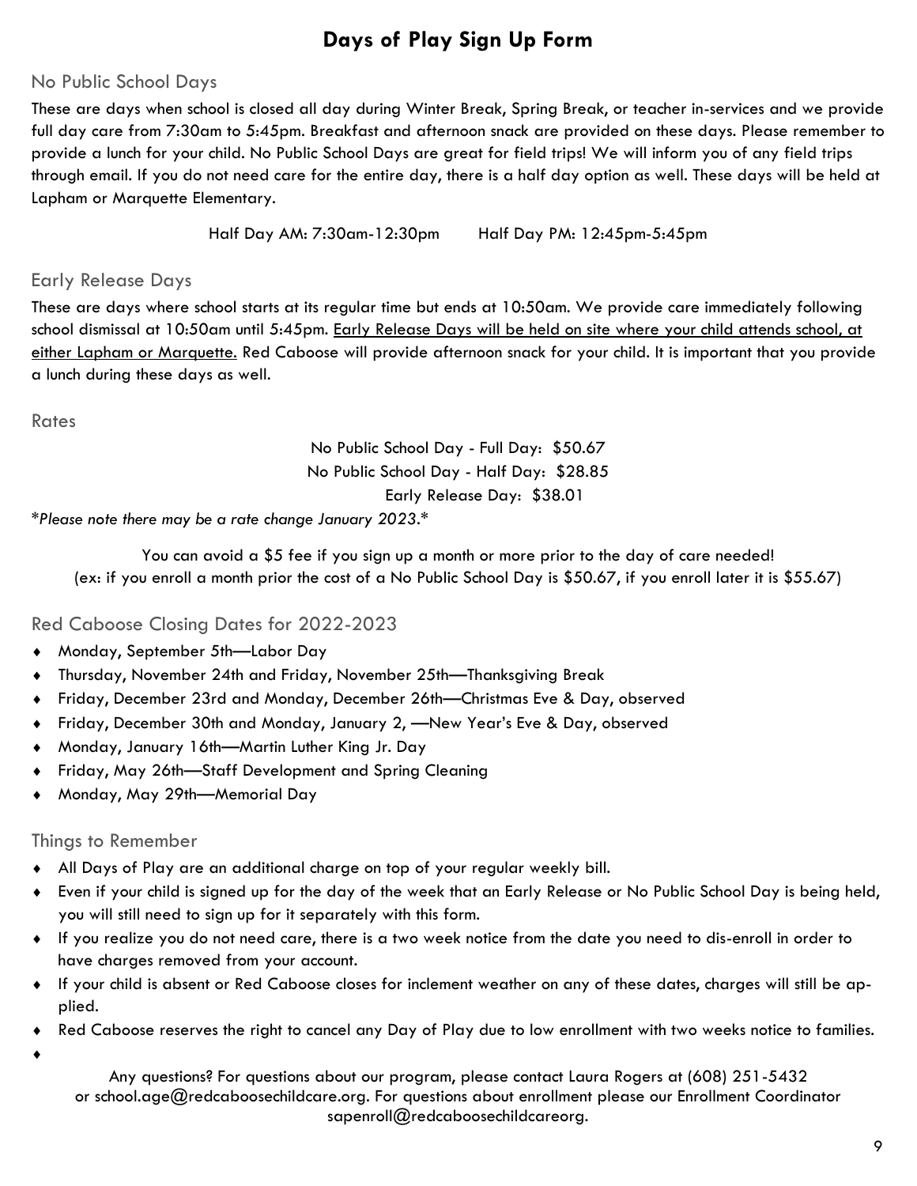# Days of Play Sign Up Form

## No Public School Days

These are days when school is closed all day during Winter Break, Spring Break, or teacher in-services and we provide full day care from 7:30am to 5:45pm. Breakfast and afternoon snack are provided on these days. Please remember to provide a lunch for your child. No Public School Days are great for field trips! We will inform you of any field trips through email. If you do not need care for the entire day, there is a half day option as well. These days will be held at Lapham or Marquette Elementary.

Half Day AM: 7:30am-12:30pm  Half Day PM: 12:45pm-5:45pm

## Early Release Days

These are days where school starts at its regular time but ends at 10:50am. We provide care immediately following school dismissal at 10:50am until 5:45pm. <u>Early Release Days will be held on site where your child attends school, at either Lapham or Marquette.</u> Red Caboose will provide afternoon snack for your child. It is important that you provide a lunch during these days as well.

## Rates

No Public School Day - Full Day: $50.67
No Public School Day - Half Day: $28.85
Early Release Day: $38.01

*Please note there may be a rate change January 2023.*

You can avoid a $5 fee if you sign up a month or more prior to the day of care needed!
(ex: if you enroll a month prior the cost of a No Public School Day is $50.67, if you enroll later it is $55.67)

## Red Caboose Closing Dates for 2022-2023

- Monday, September 5th—Labor Day
- Thursday, November 24th and Friday, November 25th—Thanksgiving Break
- Friday, December 23rd and Monday, December 26th—Christmas Eve & Day, observed
- Friday, December 30th and Monday, January 2, —New Year's Eve & Day, observed
- Monday, January 16th—Martin Luther King Jr. Day
- Friday, May 26th—Staff Development and Spring Cleaning
- Monday, May 29th—Memorial Day

## Things to Remember

- All Days of Play are an additional charge on top of your regular weekly bill.
- Even if your child is signed up for the day of the week that an Early Release or No Public School Day is being held, you will still need to sign up for it separately with this form.
- If you realize you do not need care, there is a two week notice from the date you need to dis-enroll in order to have charges removed from your account.
- If your child is absent or Red Caboose closes for inclement weather on any of these dates, charges will still be applied.
- Red Caboose reserves the right to cancel any Day of Play due to low enrollment with two weeks notice to families.
-

Any questions? For questions about our program, please contact Laura Rogers at (608) 251-5432 or school.age@redcaboosechildcare.org. For questions about enrollment please our Enrollment Coordinator sapenroll@redcaboosechildcareorg.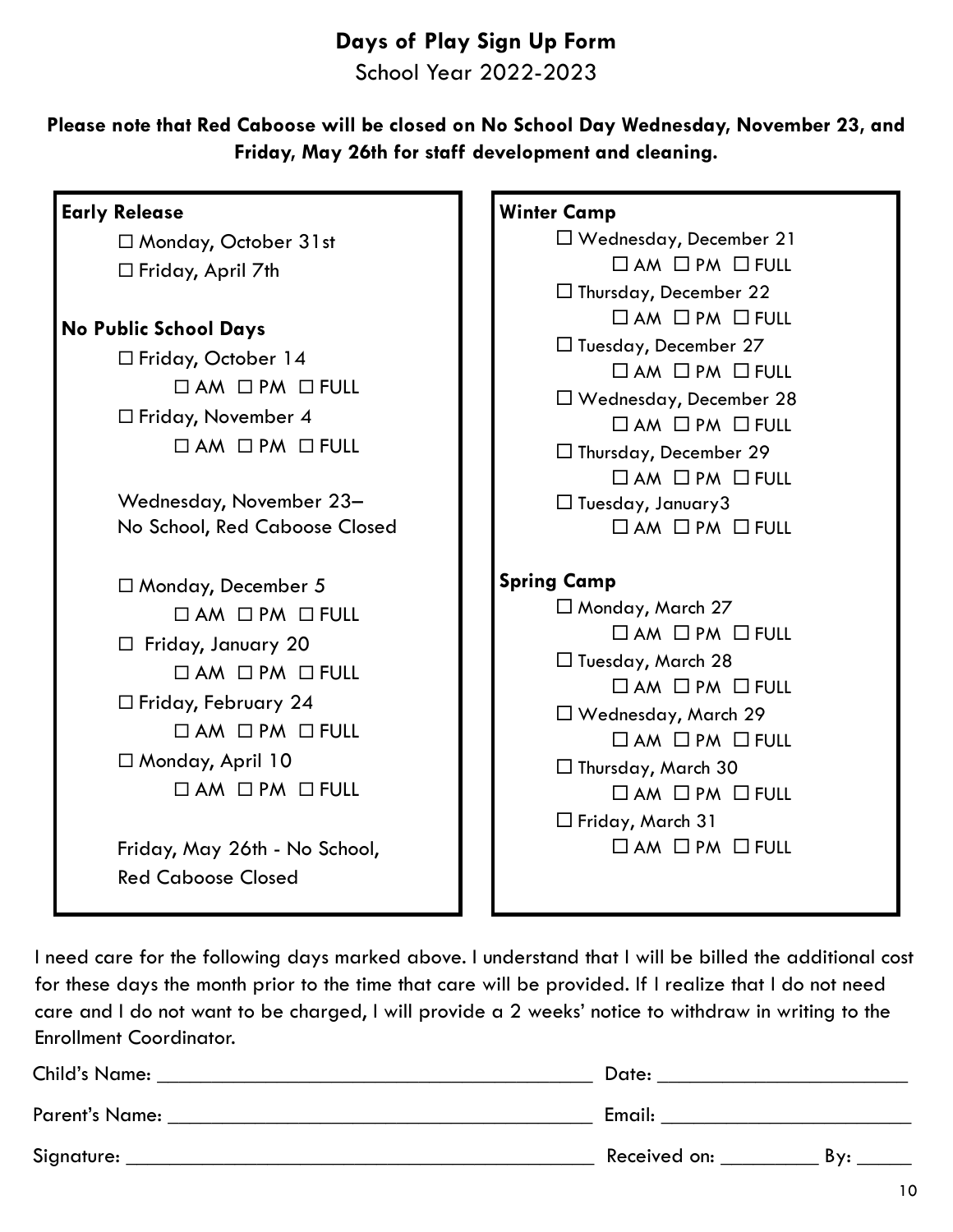# Days of Play Sign Up Form

School Year 2022-2023

**Please note that Red Caboose will be closed on No School Day Wednesday, November 23, and Friday, May 26th for staff development and cleaning.**

**Early Release**

☐ Monday, October 31st
☐ Friday, April 7th

**No Public School Days**

☐ Friday, October 14
☐ AM ☐ PM ☐ FULL
☐ Friday, November 4
☐ AM ☐ PM ☐ FULL

Wednesday, November 23– No School, Red Caboose Closed

☐ Monday, December 5
☐ AM ☐ PM ☐ FULL
☐ Friday, January 20
☐ AM ☐ PM ☐ FULL
☐ Friday, February 24
☐ AM ☐ PM ☐ FULL
☐ Monday, April 10
☐ AM ☐ PM ☐ FULL

Friday, May 26th - No School, Red Caboose Closed

**Winter Camp**

☐ Wednesday, December 21
☐ AM ☐ PM ☐ FULL
☐ Thursday, December 22
☐ AM ☐ PM ☐ FULL
☐ Tuesday, December 27
☐ AM ☐ PM ☐ FULL
☐ Wednesday, December 28
☐ AM ☐ PM ☐ FULL
☐ Thursday, December 29
☐ AM ☐ PM ☐ FULL
☐ Tuesday, January3
☐ AM ☐ PM ☐ FULL

**Spring Camp**

☐ Monday, March 27
☐ AM ☐ PM ☐ FULL
☐ Tuesday, March 28
☐ AM ☐ PM ☐ FULL
☐ Wednesday, March 29
☐ AM ☐ PM ☐ FULL
☐ Thursday, March 30
☐ AM ☐ PM ☐ FULL
☐ Friday, March 31
☐ AM ☐ PM ☐ FULL

I need care for the following days marked above. I understand that I will be billed the additional cost for these days the month prior to the time that care will be provided. If I realize that I do not need care and I do not want to be charged, I will provide a 2 weeks' notice to withdraw in writing to the Enrollment Coordinator.

Child's Name: ________________________________________ Date: ________________________

Parent's Name: ________________________________________ Email: ________________________

Signature: ____________________________________________ Received on: _________ By: _____